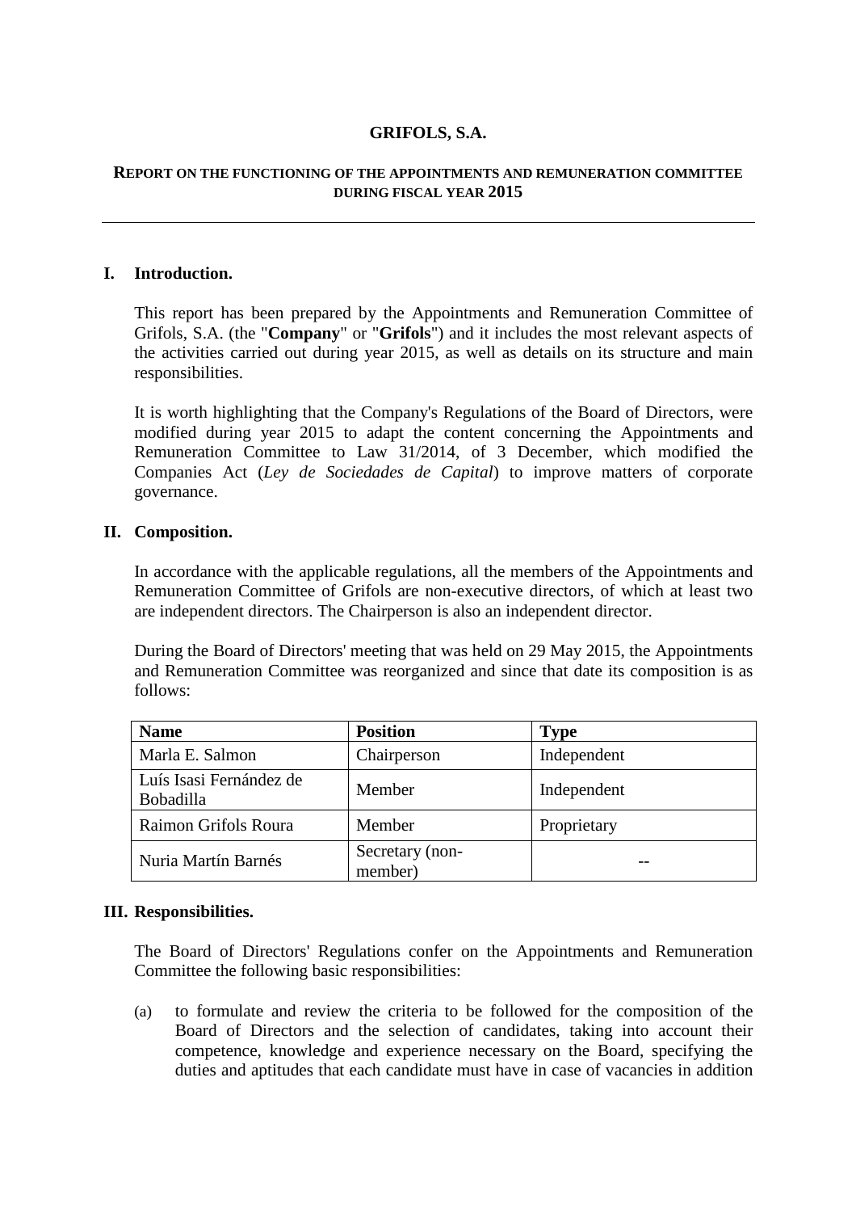# GRIFOLS, S.A.

## REPORT ON THE FUNCTIONING OF THE APPOINTMENTS AND REMUNERATION COMMITTEE DURING FISCAL YEAR 2015

---

### I. Introduction.

This report has been prepared by the Appointments and Remuneration Committee of Grifols, S.A. (the "**Company**" or "**Grifols**") and it includes the most relevant aspects of the activities carried out during year 2015, as well as details on its structure and main responsibilities.

It is worth highlighting that the Company's Regulations of the Board of Directors, were modified during year 2015 to adapt the content concerning the Appointments and Remuneration Committee to Law 31/2014, of 3 December, which modified the Companies Act (*Ley de Sociedades de Capital*) to improve matters of corporate governance.

### II. Composition.

In accordance with the applicable regulations, all the members of the Appointments and Remuneration Committee of Grifols are non-executive directors, of which at least two are independent directors. The Chairperson is also an independent director.

During the Board of Directors' meeting that was held on 29 May 2015, the Appointments and Remuneration Committee was reorganized and since that date its composition is as follows:

| Name | Position | Type |
|---|---|---|
| Marla E. Salmon | Chairperson | Independent |
| Luís Isasi Fernández de Bobadilla | Member | Independent |
| Raimon Grifols Roura | Member | Proprietary |
| Nuria Martín Barnés | Secretary (non-member) | -- |

### III. Responsibilities.

The Board of Directors' Regulations confer on the Appointments and Remuneration Committee the following basic responsibilities:

(a) to formulate and review the criteria to be followed for the composition of the Board of Directors and the selection of candidates, taking into account their competence, knowledge and experience necessary on the Board, specifying the duties and aptitudes that each candidate must have in case of vacancies in addition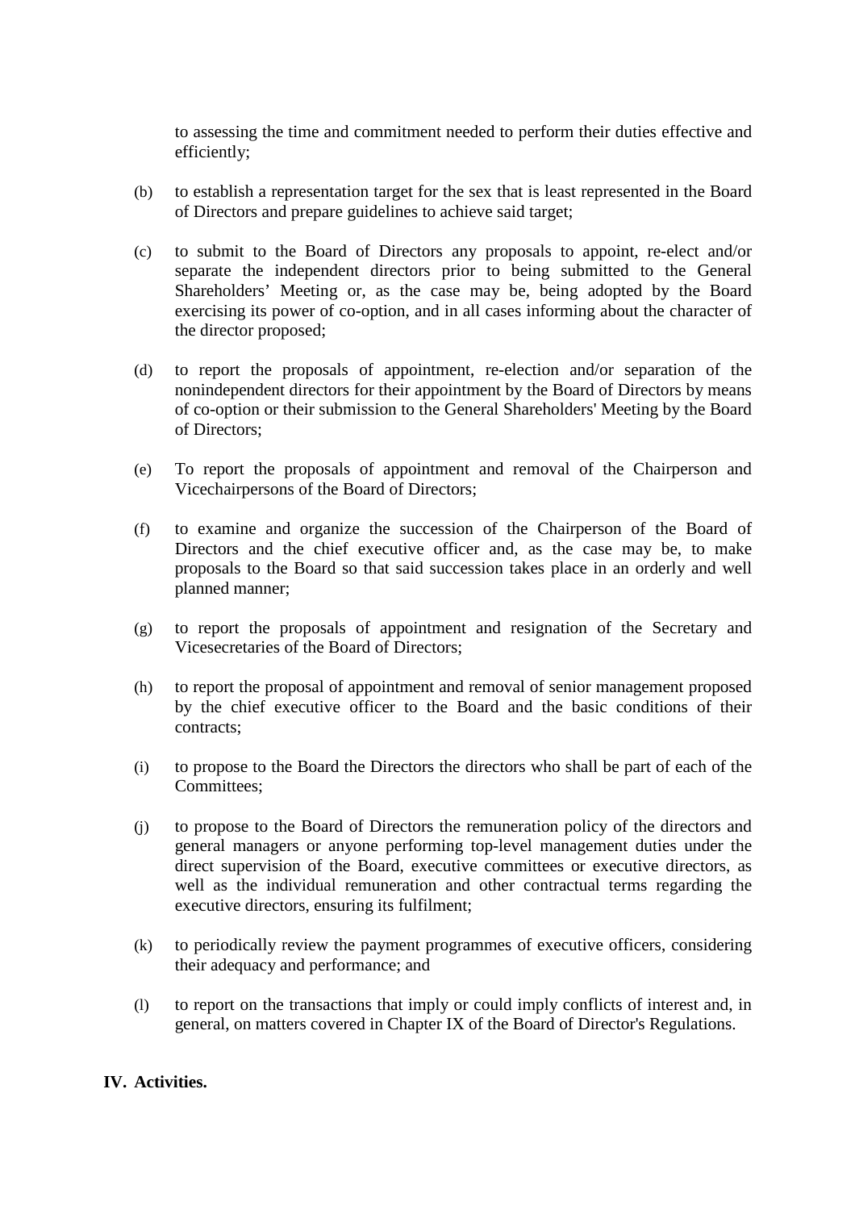to assessing the time and commitment needed to perform their duties effective and efficiently;

(b) to establish a representation target for the sex that is least represented in the Board of Directors and prepare guidelines to achieve said target;

(c) to submit to the Board of Directors any proposals to appoint, re-elect and/or separate the independent directors prior to being submitted to the General Shareholders' Meeting or, as the case may be, being adopted by the Board exercising its power of co-option, and in all cases informing about the character of the director proposed;

(d) to report the proposals of appointment, re-election and/or separation of the nonindependent directors for their appointment by the Board of Directors by means of co-option or their submission to the General Shareholders' Meeting by the Board of Directors;

(e) To report the proposals of appointment and removal of the Chairperson and Vicechairpersons of the Board of Directors;

(f) to examine and organize the succession of the Chairperson of the Board of Directors and the chief executive officer and, as the case may be, to make proposals to the Board so that said succession takes place in an orderly and well planned manner;

(g) to report the proposals of appointment and resignation of the Secretary and Vicesecretaries of the Board of Directors;

(h) to report the proposal of appointment and removal of senior management proposed by the chief executive officer to the Board and the basic conditions of their contracts;

(i) to propose to the Board the Directors the directors who shall be part of each of the Committees;

(j) to propose to the Board of Directors the remuneration policy of the directors and general managers or anyone performing top-level management duties under the direct supervision of the Board, executive committees or executive directors, as well as the individual remuneration and other contractual terms regarding the executive directors, ensuring its fulfilment;

(k) to periodically review the payment programmes of executive officers, considering their adequacy and performance; and

(l) to report on the transactions that imply or could imply conflicts of interest and, in general, on matters covered in Chapter IX of the Board of Director's Regulations.

## IV. Activities.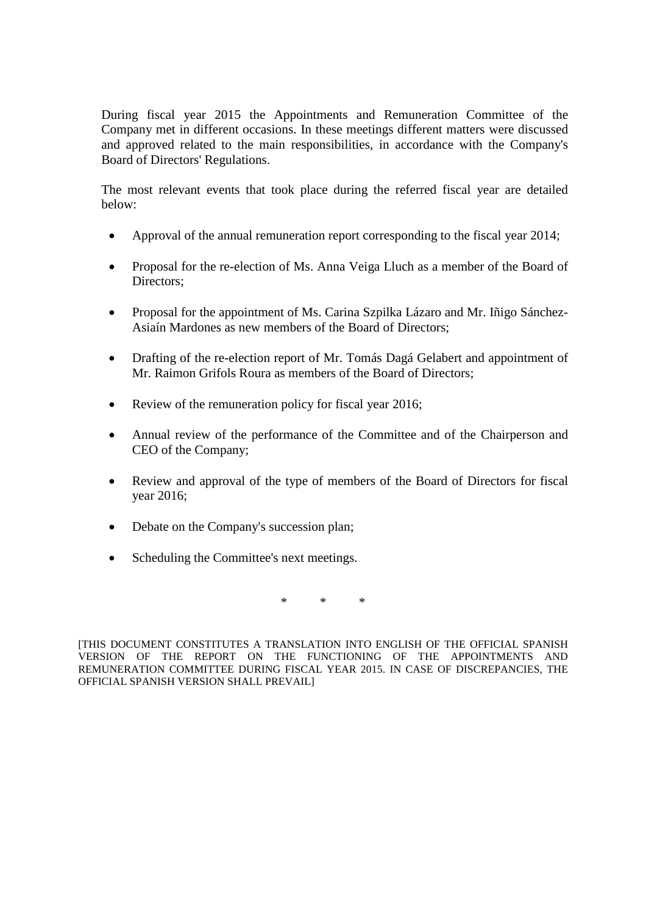During fiscal year 2015 the Appointments and Remuneration Committee of the Company met in different occasions. In these meetings different matters were discussed and approved related to the main responsibilities, in accordance with the Company's Board of Directors' Regulations.

The most relevant events that took place during the referred fiscal year are detailed below:

- Approval of the annual remuneration report corresponding to the fiscal year 2014;
- Proposal for the re-election of Ms. Anna Veiga Lluch as a member of the Board of Directors;
- Proposal for the appointment of Ms. Carina Szpilka Lázaro and Mr. Iñigo Sánchez-Asiaín Mardones as new members of the Board of Directors;
- Drafting of the re-election report of Mr. Tomás Dagá Gelabert and appointment of Mr. Raimon Grifols Roura as members of the Board of Directors;
- Review of the remuneration policy for fiscal year 2016;
- Annual review of the performance of the Committee and of the Chairperson and CEO of the Company;
- Review and approval of the type of members of the Board of Directors for fiscal year 2016;
- Debate on the Company's succession plan;
- Scheduling the Committee's next meetings.

\* \* \*

[THIS DOCUMENT CONSTITUTES A TRANSLATION INTO ENGLISH OF THE OFFICIAL SPANISH VERSION OF THE REPORT ON THE FUNCTIONING OF THE APPOINTMENTS AND REMUNERATION COMMITTEE DURING FISCAL YEAR 2015. IN CASE OF DISCREPANCIES, THE OFFICIAL SPANISH VERSION SHALL PREVAIL]